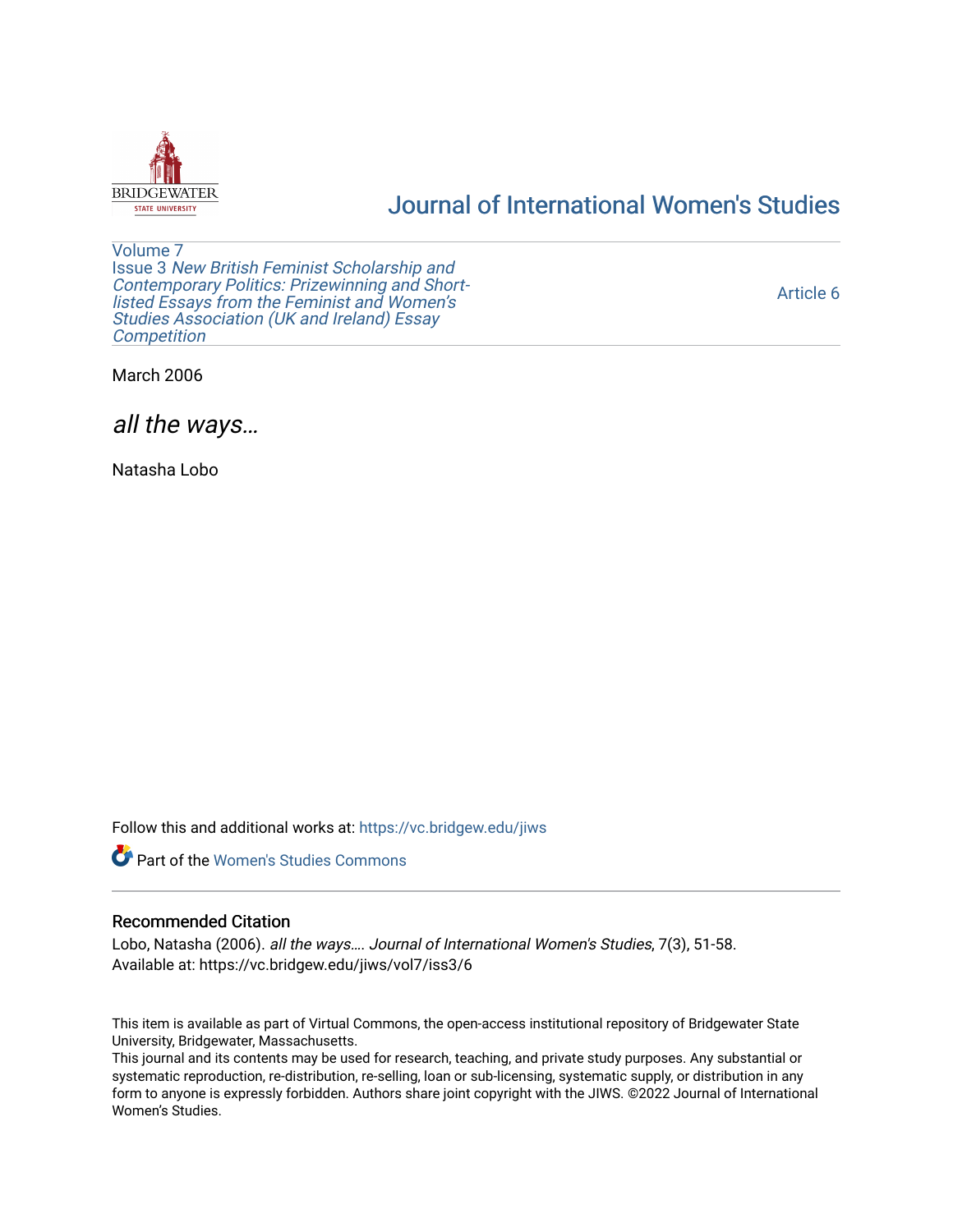# Journal of International Women's Studies

Volume 7
Issue 3 *New British Feminist Scholarship and Contemporary Politics: Prizewinning and Short-listed Essays from the Feminist and Women's Studies Association (UK and Ireland) Essay Competition*

Article 6

March 2006

## *all the ways…*

Natasha Lobo

Follow this and additional works at: https://vc.bridgew.edu/jiws

Part of the Women's Studies Commons

### Recommended Citation

Lobo, Natasha (2006). *all the ways…*. *Journal of International Women's Studies*, 7(3), 51-58.
Available at: https://vc.bridgew.edu/jiws/vol7/iss3/6

This item is available as part of Virtual Commons, the open-access institutional repository of Bridgewater State University, Bridgewater, Massachusetts.
This journal and its contents may be used for research, teaching, and private study purposes. Any substantial or systematic reproduction, re-distribution, re-selling, loan or sub-licensing, systematic supply, or distribution in any form to anyone is expressly forbidden. Authors share joint copyright with the JIWS. ©2022 Journal of International Women's Studies.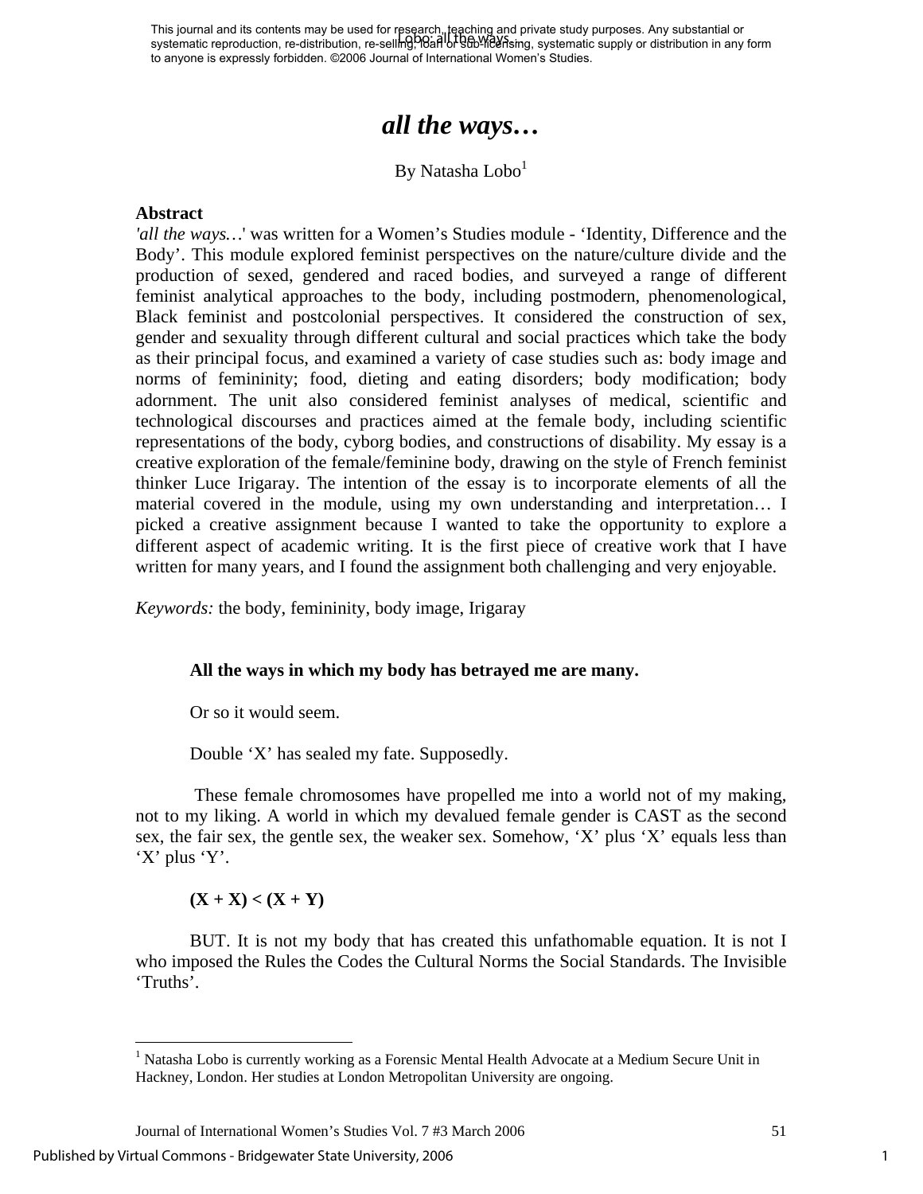# *all the ways…*

By Natasha Lobo[1]

**Abstract**

*'all the ways…'* was written for a Women's Studies module - 'Identity, Difference and the Body'. This module explored feminist perspectives on the nature/culture divide and the production of sexed, gendered and raced bodies, and surveyed a range of different feminist analytical approaches to the body, including postmodern, phenomenological, Black feminist and postcolonial perspectives. It considered the construction of sex, gender and sexuality through different cultural and social practices which take the body as their principal focus, and examined a variety of case studies such as: body image and norms of femininity; food, dieting and eating disorders; body modification; body adornment. The unit also considered feminist analyses of medical, scientific and technological discourses and practices aimed at the female body, including scientific representations of the body, cyborg bodies, and constructions of disability. My essay is a creative exploration of the female/feminine body, drawing on the style of French feminist thinker Luce Irigaray. The intention of the essay is to incorporate elements of all the material covered in the module, using my own understanding and interpretation… I picked a creative assignment because I wanted to take the opportunity to explore a different aspect of academic writing. It is the first piece of creative work that I have written for many years, and I found the assignment both challenging and very enjoyable.

*Keywords:* the body, femininity, body image, Irigaray

**All the ways in which my body has betrayed me are many.**

Or so it would seem.

Double 'X' has sealed my fate. Supposedly.

These female chromosomes have propelled me into a world not of my making, not to my liking. A world in which my devalued female gender is CAST as the second sex, the fair sex, the gentle sex, the weaker sex. Somehow, 'X' plus 'X' equals less than 'X' plus 'Y'.

**(X + X) < (X + Y)**

BUT. It is not my body that has created this unfathomable equation. It is not I who imposed the Rules the Codes the Cultural Norms the Social Standards. The Invisible 'Truths'.

[1] Natasha Lobo is currently working as a Forensic Mental Health Advocate at a Medium Secure Unit in Hackney, London. Her studies at London Metropolitan University are ongoing.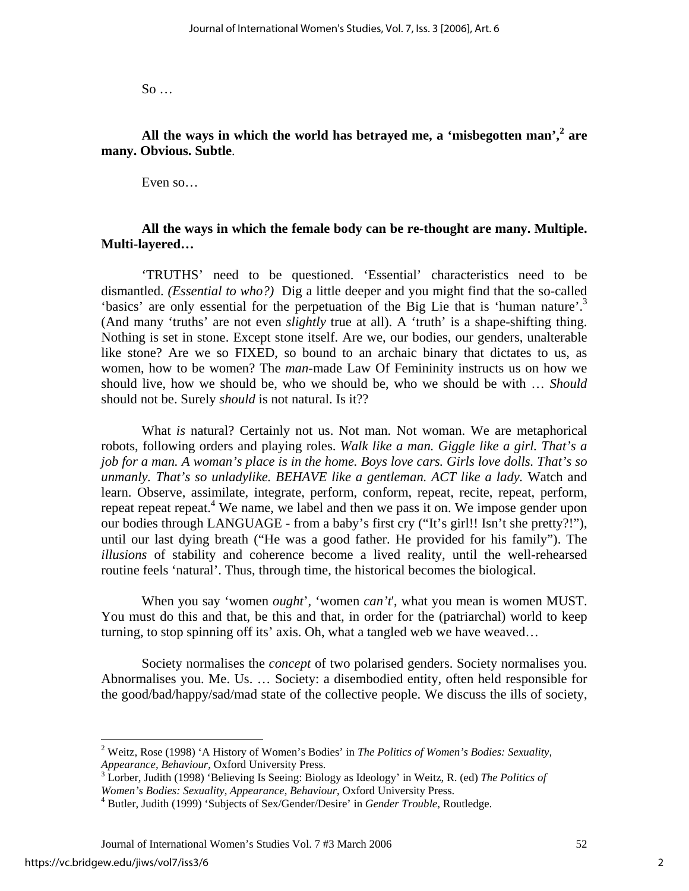So …

**All the ways in which the world has betrayed me, a 'misbegotten man',[2] are many. Obvious. Subtle**.

Even so…

**All the ways in which the female body can be re-thought are many. Multiple. Multi-layered…**

'TRUTHS' need to be questioned. 'Essential' characteristics need to be dismantled. *(Essential to who?)* Dig a little deeper and you might find that the so-called 'basics' are only essential for the perpetuation of the Big Lie that is 'human nature'.[3] (And many 'truths' are not even *slightly* true at all). A 'truth' is a shape-shifting thing. Nothing is set in stone. Except stone itself. Are we, our bodies, our genders, unalterable like stone? Are we so FIXED, so bound to an archaic binary that dictates to us, as women, how to be women? The *man*-made Law Of Femininity instructs us on how we should live, how we should be, who we should be, who we should be with … *Should* should not be. Surely *should* is not natural. Is it??

What *is* natural? Certainly not us. Not man. Not woman. We are metaphorical robots, following orders and playing roles. *Walk like a man. Giggle like a girl. That's a job for a man. A woman's place is in the home. Boys love cars. Girls love dolls. That's so unmanly. That's so unladylike. BEHAVE like a gentleman. ACT like a lady.* Watch and learn. Observe, assimilate, integrate, perform, conform, repeat, recite, repeat, perform, repeat repeat repeat.[4] We name, we label and then we pass it on. We impose gender upon our bodies through LANGUAGE - from a baby's first cry ("It's girl!! Isn't she pretty?!"), until our last dying breath ("He was a good father. He provided for his family"). The *illusions* of stability and coherence become a lived reality, until the well-rehearsed routine feels 'natural'. Thus, through time, the historical becomes the biological.

When you say 'women *ought*', 'women *can't*', what you mean is women MUST. You must do this and that, be this and that, in order for the (patriarchal) world to keep turning, to stop spinning off its' axis. Oh, what a tangled web we have weaved…

Society normalises the *concept* of two polarised genders. Society normalises you. Abnormalises you. Me. Us. … Society: a disembodied entity, often held responsible for the good/bad/happy/sad/mad state of the collective people. We discuss the ills of society,

---

[2] Weitz, Rose (1998) 'A History of Women's Bodies' in *The Politics of Women's Bodies: Sexuality, Appearance, Behaviour*, Oxford University Press.

[3] Lorber, Judith (1998) 'Believing Is Seeing: Biology as Ideology' in Weitz, R. (ed) *The Politics of Women's Bodies: Sexuality, Appearance, Behaviour*, Oxford University Press.

[4] Butler, Judith (1999) 'Subjects of Sex/Gender/Desire' in *Gender Trouble*, Routledge.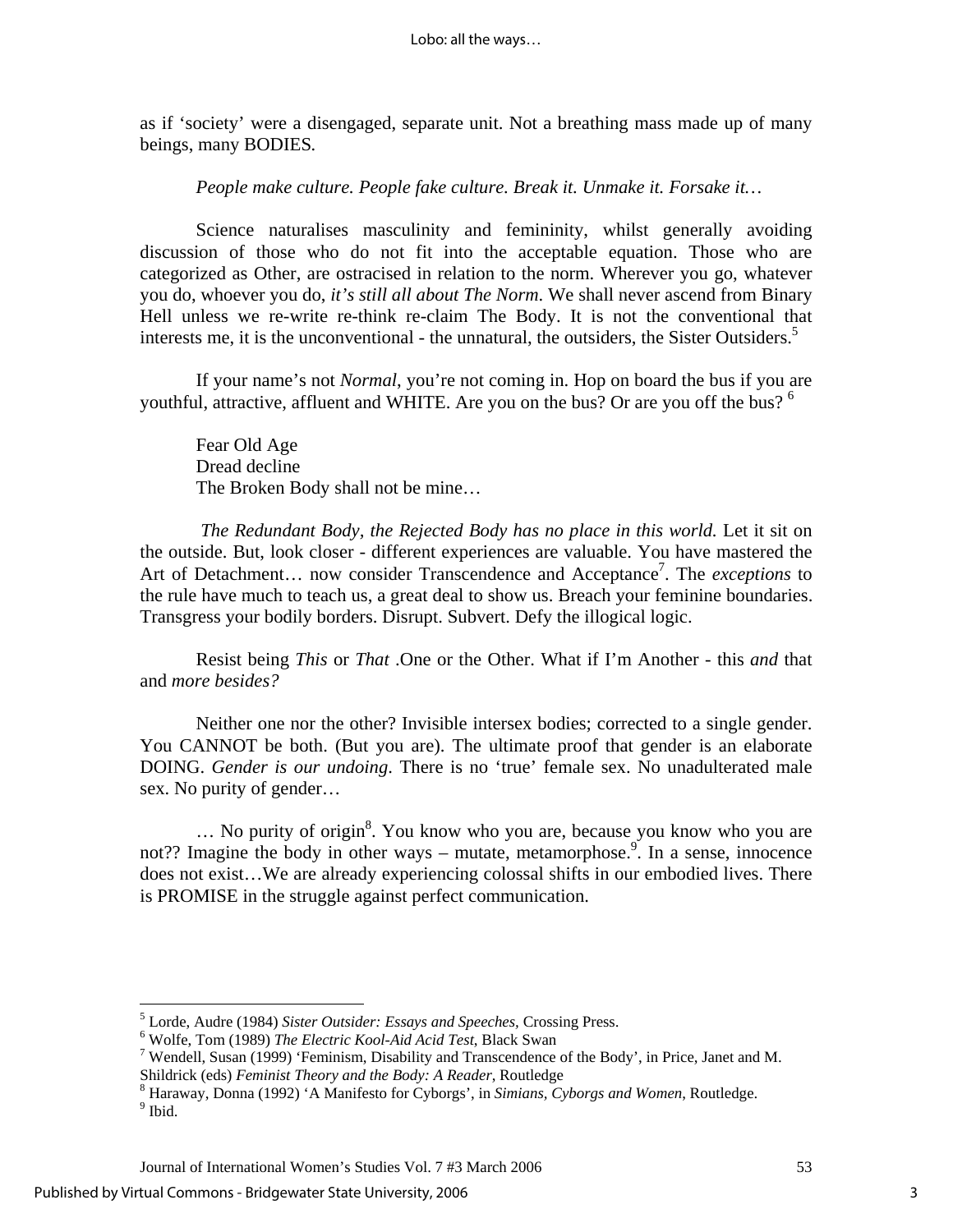as if 'society' were a disengaged, separate unit. Not a breathing mass made up of many beings, many BODIES.

*People make culture. People fake culture. Break it. Unmake it. Forsake it…*

Science naturalises masculinity and femininity, whilst generally avoiding discussion of those who do not fit into the acceptable equation. Those who are categorized as Other, are ostracised in relation to the norm. Wherever you go, whatever you do, whoever you do, *it's still all about The Norm*. We shall never ascend from Binary Hell unless we re-write re-think re-claim The Body. It is not the conventional that interests me, it is the unconventional - the unnatural, the outsiders, the Sister Outsiders.[5]

If your name's not *Normal*, you're not coming in. Hop on board the bus if you are youthful, attractive, affluent and WHITE. Are you on the bus? Or are you off the bus? [6]

Fear Old Age  
Dread decline  
The Broken Body shall not be mine…

*The Redundant Body, the Rejected Body has no place in this world.* Let it sit on the outside. But, look closer - different experiences are valuable. You have mastered the Art of Detachment… now consider Transcendence and Acceptance[7]. The *exceptions* to the rule have much to teach us, a great deal to show us. Breach your feminine boundaries. Transgress your bodily borders. Disrupt. Subvert. Defy the illogical logic.

Resist being *This* or *That* .One or the Other. What if I'm Another - this *and* that and *more besides?*

Neither one nor the other? Invisible intersex bodies; corrected to a single gender. You CANNOT be both. (But you are). The ultimate proof that gender is an elaborate DOING. *Gender is our undoing*. There is no 'true' female sex. No unadulterated male sex. No purity of gender…

… No purity of origin[8]. You know who you are, because you know who you are not?? Imagine the body in other ways – mutate, metamorphose.[9]. In a sense, innocence does not exist…We are already experiencing colossal shifts in our embodied lives. There is PROMISE in the struggle against perfect communication.

---

[5] Lorde, Audre (1984) *Sister Outsider: Essays and Speeches*, Crossing Press.  
[6] Wolfe, Tom (1989) *The Electric Kool-Aid Acid Test*, Black Swan  
[7] Wendell, Susan (1999) 'Feminism, Disability and Transcendence of the Body', in Price, Janet and M. Shildrick (eds) *Feminist Theory and the Body: A Reader*, Routledge  
[8] Haraway, Donna (1992) 'A Manifesto for Cyborgs', in *Simians, Cyborgs and Women*, Routledge.  
[9] Ibid.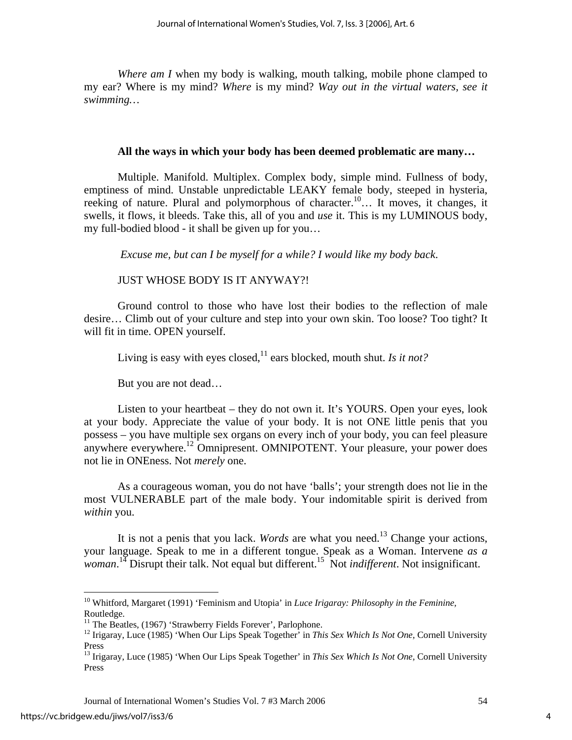*Where am I* when my body is walking, mouth talking, mobile phone clamped to my ear? Where is my mind? *Where* is my mind? *Way out in the virtual waters, see it swimming…*

**All the ways in which your body has been deemed problematic are many…**

Multiple. Manifold. Multiplex. Complex body, simple mind. Fullness of body, emptiness of mind. Unstable unpredictable LEAKY female body, steeped in hysteria, reeking of nature. Plural and polymorphous of character.[10]… It moves, it changes, it swells, it flows, it bleeds. Take this, all of you and *use* it. This is my LUMINOUS body, my full-bodied blood - it shall be given up for you…

*Excuse me, but can I be myself for a while? I would like my body back.*

JUST WHOSE BODY IS IT ANYWAY?!

Ground control to those who have lost their bodies to the reflection of male desire… Climb out of your culture and step into your own skin. Too loose? Too tight? It will fit in time. OPEN yourself.

Living is easy with eyes closed,[11] ears blocked, mouth shut. *Is it not?*

But you are not dead…

Listen to your heartbeat – they do not own it. It's YOURS. Open your eyes, look at your body. Appreciate the value of your body. It is not ONE little penis that you possess – you have multiple sex organs on every inch of your body, you can feel pleasure anywhere everywhere.[12] Omnipresent. OMNIPOTENT. Your pleasure, your power does not lie in ONEness. Not *merely* one.

As a courageous woman, you do not have 'balls'; your strength does not lie in the most VULNERABLE part of the male body. Your indomitable spirit is derived from *within* you.

It is not a penis that you lack. *Words* are what you need.[13] Change your actions, your language. Speak to me in a different tongue. Speak as a Woman. Intervene *as a woman*.[14] Disrupt their talk. Not equal but different.[15] Not *indifferent*. Not insignificant.

---

[10] Whitford, Margaret (1991) 'Feminism and Utopia' in *Luce Irigaray: Philosophy in the Feminine*, Routledge.

[11] The Beatles, (1967) 'Strawberry Fields Forever', Parlophone.

[12] Irigaray, Luce (1985) 'When Our Lips Speak Together' in *This Sex Which Is Not One*, Cornell University Press

[13] Irigaray, Luce (1985) 'When Our Lips Speak Together' in *This Sex Which Is Not One*, Cornell University Press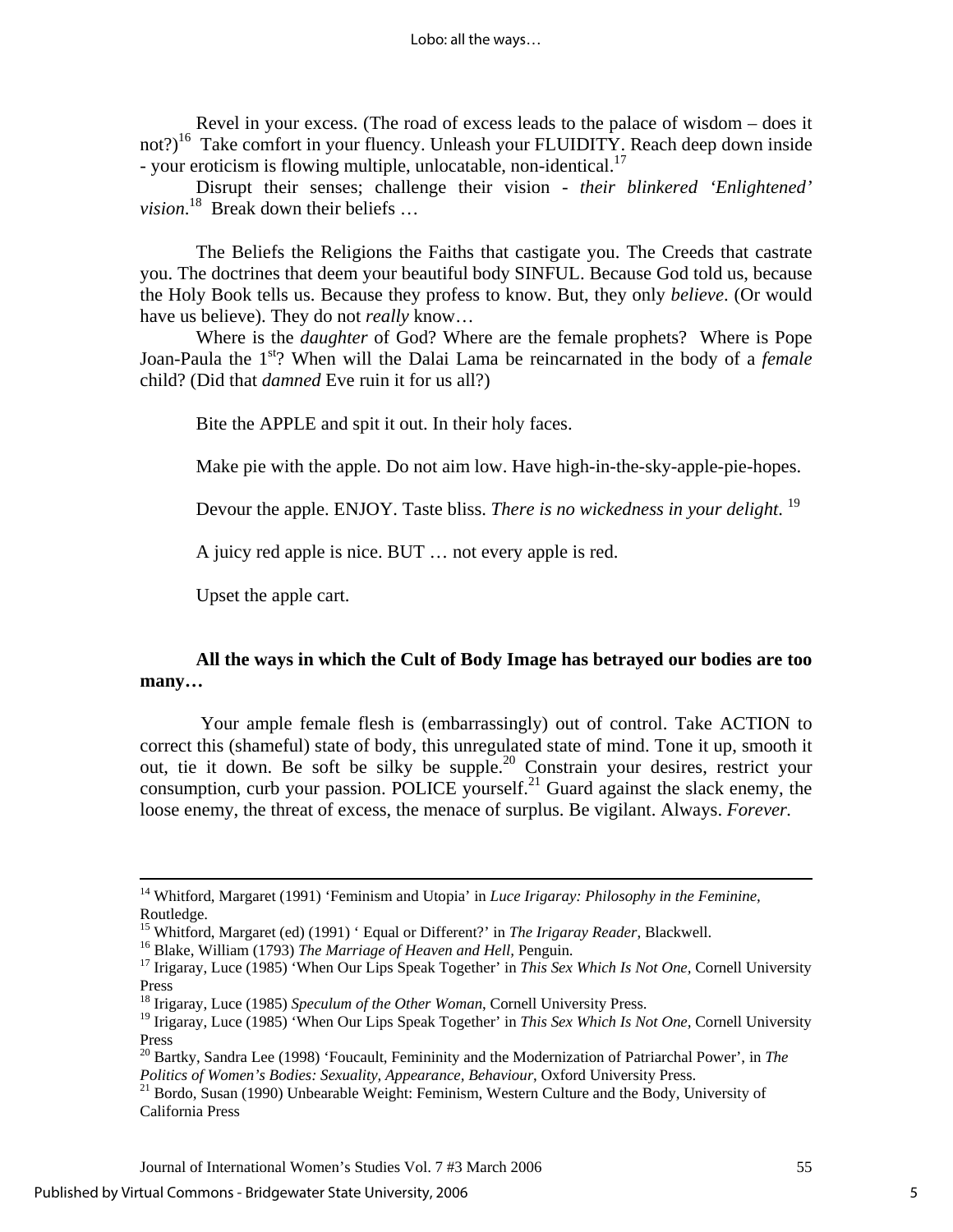Revel in your excess. (The road of excess leads to the palace of wisdom – does it not?)[16] Take comfort in your fluency. Unleash your FLUIDITY. Reach deep down inside - your eroticism is flowing multiple, unlocatable, non-identical.[17]

Disrupt their senses; challenge their vision - *their blinkered 'Enlightened' vision.*[18] Break down their beliefs …

The Beliefs the Religions the Faiths that castigate you. The Creeds that castrate you. The doctrines that deem your beautiful body SINFUL. Because God told us, because the Holy Book tells us. Because they profess to know. But, they only *believe*. (Or would have us believe). They do not *really* know…

Where is the *daughter* of God? Where are the female prophets? Where is Pope Joan-Paula the 1st? When will the Dalai Lama be reincarnated in the body of a *female* child? (Did that *damned* Eve ruin it for us all?)

Bite the APPLE and spit it out. In their holy faces.

Make pie with the apple. Do not aim low. Have high-in-the-sky-apple-pie-hopes.

Devour the apple. ENJOY. Taste bliss. *There is no wickedness in your delight*.[19]

A juicy red apple is nice. BUT … not every apple is red.

Upset the apple cart.

**All the ways in which the Cult of Body Image has betrayed our bodies are too many…**

Your ample female flesh is (embarrassingly) out of control. Take ACTION to correct this (shameful) state of body, this unregulated state of mind. Tone it up, smooth it out, tie it down. Be soft be silky be supple.[20] Constrain your desires, restrict your consumption, curb your passion. POLICE yourself.[21] Guard against the slack enemy, the loose enemy, the threat of excess, the menace of surplus. Be vigilant. Always. *Forever.*

---

[14] Whitford, Margaret (1991) 'Feminism and Utopia' in *Luce Irigaray: Philosophy in the Feminine,* Routledge.

[15] Whitford, Margaret (ed) (1991) ' Equal or Different?' in *The Irigaray Reader*, Blackwell.

[16] Blake, William (1793) *The Marriage of Heaven and Hell*, Penguin.

[17] Irigaray, Luce (1985) 'When Our Lips Speak Together' in *This Sex Which Is Not One*, Cornell University Press

[18] Irigaray, Luce (1985) *Speculum of the Other Woman*, Cornell University Press.

[19] Irigaray, Luce (1985) 'When Our Lips Speak Together' in *This Sex Which Is Not One*, Cornell University Press

[20] Bartky, Sandra Lee (1998) 'Foucault, Femininity and the Modernization of Patriarchal Power', in *The Politics of Women's Bodies: Sexuality, Appearance, Behaviour*, Oxford University Press.

[21] Bordo, Susan (1990) Unbearable Weight: Feminism, Western Culture and the Body, University of California Press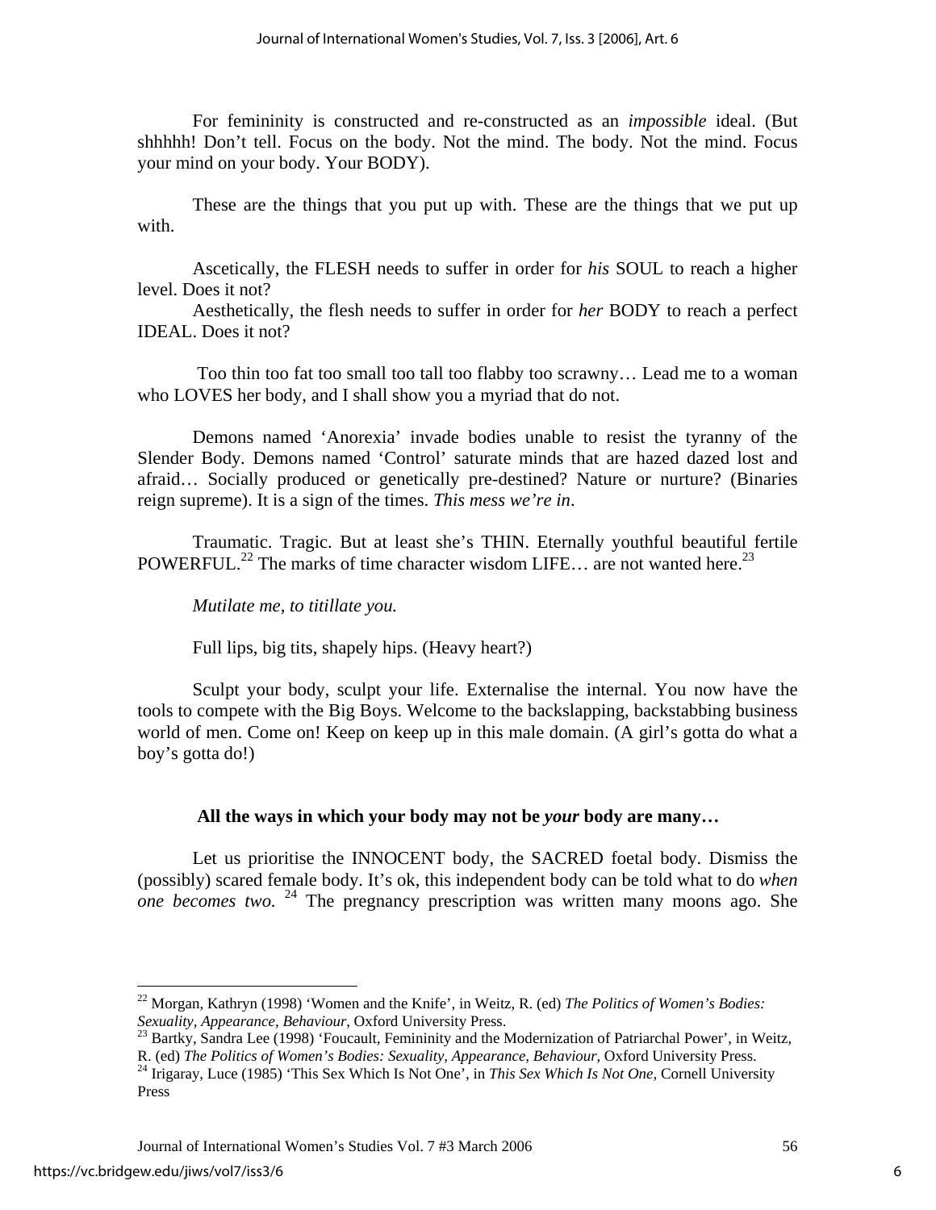For femininity is constructed and re-constructed as an *impossible* ideal. (But shhhhh! Don't tell. Focus on the body. Not the mind. The body. Not the mind. Focus your mind on your body. Your BODY).

These are the things that you put up with. These are the things that we put up with.

Ascetically, the FLESH needs to suffer in order for *his* SOUL to reach a higher level. Does it not?

Aesthetically, the flesh needs to suffer in order for *her* BODY to reach a perfect IDEAL. Does it not?

Too thin too fat too small too tall too flabby too scrawny… Lead me to a woman who LOVES her body, and I shall show you a myriad that do not.

Demons named 'Anorexia' invade bodies unable to resist the tyranny of the Slender Body. Demons named 'Control' saturate minds that are hazed dazed lost and afraid… Socially produced or genetically pre-destined? Nature or nurture? (Binaries reign supreme). It is a sign of the times. *This mess we're in*.

Traumatic. Tragic. But at least she's THIN. Eternally youthful beautiful fertile POWERFUL.[22] The marks of time character wisdom LIFE… are not wanted here.[23]

*Mutilate me, to titillate you.*

Full lips, big tits, shapely hips. (Heavy heart?)

Sculpt your body, sculpt your life. Externalise the internal. You now have the tools to compete with the Big Boys. Welcome to the backslapping, backstabbing business world of men. Come on! Keep on keep up in this male domain. (A girl's gotta do what a boy's gotta do!)

**All the ways in which your body may not be *your* body are many…**

Let us prioritise the INNOCENT body, the SACRED foetal body. Dismiss the (possibly) scared female body. It's ok, this independent body can be told what to do *when one becomes two.* [24] The pregnancy prescription was written many moons ago. She

---

[22] Morgan, Kathryn (1998) 'Women and the Knife', in Weitz, R. (ed) *The Politics of Women's Bodies: Sexuality, Appearance, Behaviour*, Oxford University Press.

[23] Bartky, Sandra Lee (1998) 'Foucault, Femininity and the Modernization of Patriarchal Power', in Weitz, R. (ed) *The Politics of Women's Bodies: Sexuality, Appearance, Behaviour*, Oxford University Press.

[24] Irigaray, Luce (1985) 'This Sex Which Is Not One', in *This Sex Which Is Not One*, Cornell University Press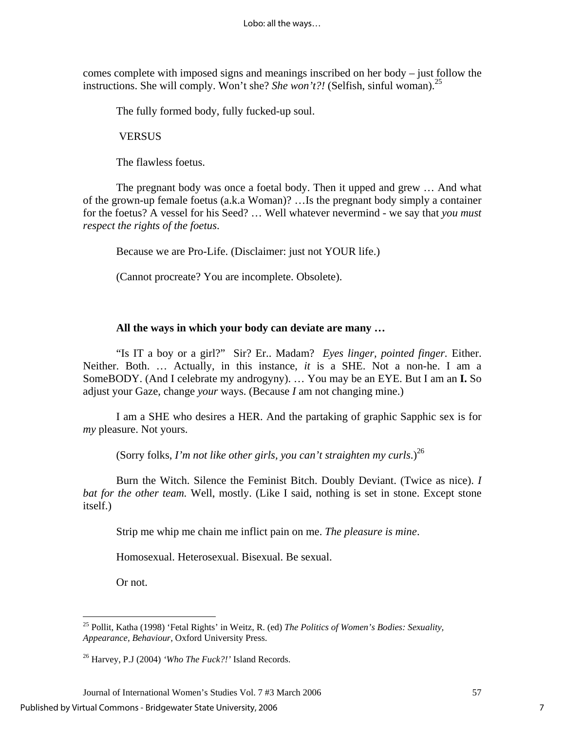comes complete with imposed signs and meanings inscribed on her body – just follow the instructions. She will comply. Won't she? *She won't?!* (Selfish, sinful woman).[25]

The fully formed body, fully fucked-up soul.

VERSUS

The flawless foetus.

The pregnant body was once a foetal body. Then it upped and grew … And what of the grown-up female foetus (a.k.a Woman)? …Is the pregnant body simply a container for the foetus? A vessel for his Seed? … Well whatever nevermind - we say that *you must respect the rights of the foetus*.

Because we are Pro-Life. (Disclaimer: just not YOUR life.)

(Cannot procreate? You are incomplete. Obsolete).

**All the ways in which your body can deviate are many …**

"Is IT a boy or a girl?" Sir? Er.. Madam? *Eyes linger, pointed finger.* Either. Neither. Both. … Actually, in this instance, *it* is a SHE. Not a non-he. I am a SomeBODY. (And I celebrate my androgyny). … You may be an EYE. But I am an **I.** So adjust your Gaze, change *your* ways. (Because *I* am not changing mine.)

I am a SHE who desires a HER. And the partaking of graphic Sapphic sex is for *my* pleasure. Not yours.

(Sorry folks, *I'm not like other girls, you can't straighten my curls*.)[26]

Burn the Witch. Silence the Feminist Bitch. Doubly Deviant. (Twice as nice). *I bat for the other team.* Well, mostly. (Like I said, nothing is set in stone. Except stone itself.)

Strip me whip me chain me inflict pain on me. *The pleasure is mine*.

Homosexual. Heterosexual. Bisexual. Be sexual.

Or not.

---

[25] Pollit, Katha (1998) 'Fetal Rights' in Weitz, R. (ed) *The Politics of Women's Bodies: Sexuality, Appearance, Behaviour*, Oxford University Press.

[26] Harvey, P.J (2004) *'Who The Fuck?!'* Island Records.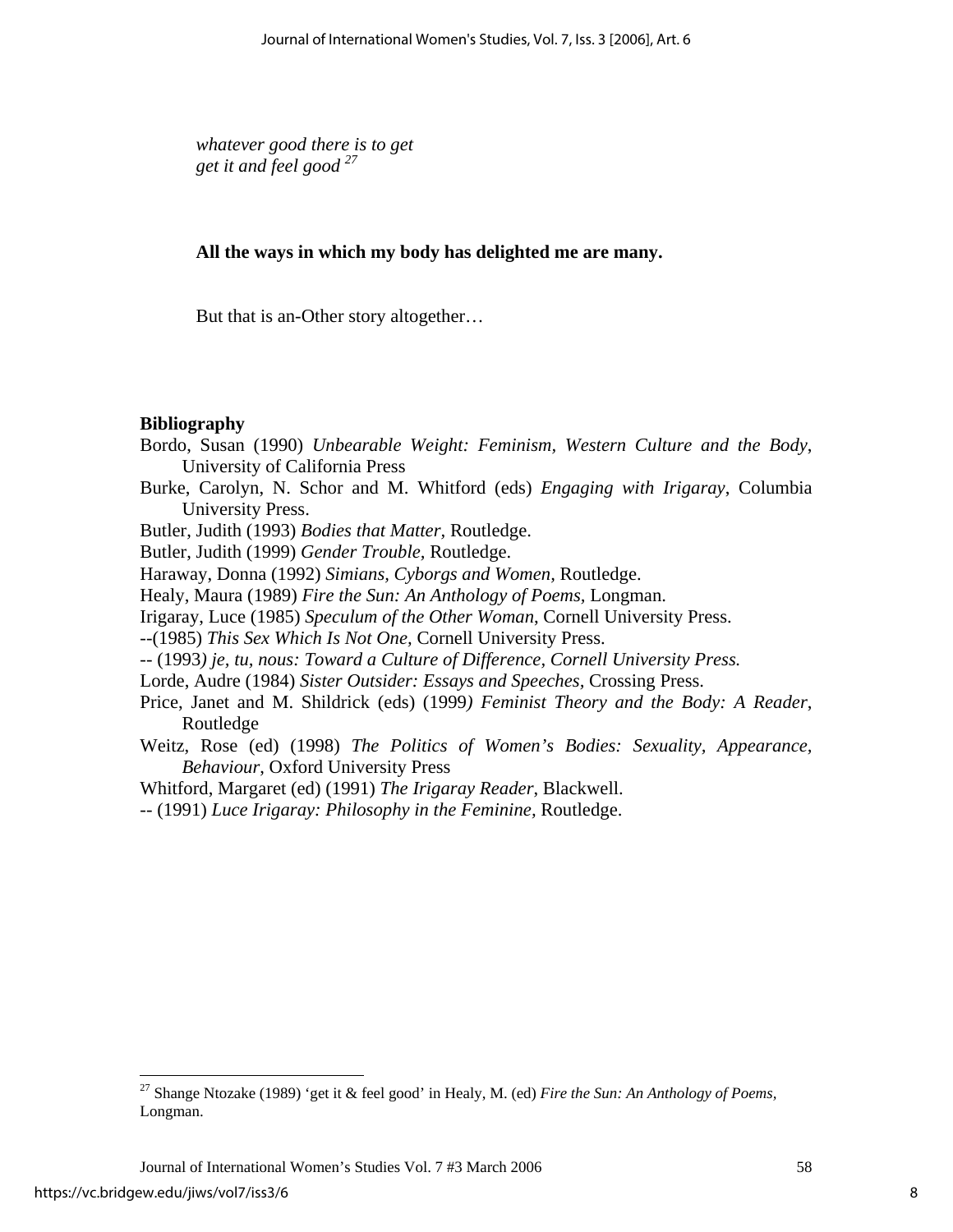*whatever good there is to get*
*get it and feel good* [27]

**All the ways in which my body has delighted me are many.**

But that is an-Other story altogether…

**Bibliography**

Bordo, Susan (1990) *Unbearable Weight: Feminism, Western Culture and the Body*, University of California Press

Burke, Carolyn, N. Schor and M. Whitford (eds) *Engaging with Irigaray*, Columbia University Press.

Butler, Judith (1993) *Bodies that Matter*, Routledge.

Butler, Judith (1999) *Gender Trouble*, Routledge.

Haraway, Donna (1992) *Simians, Cyborgs and Women*, Routledge.

Healy, Maura (1989) *Fire the Sun: An Anthology of Poems,* Longman.

Irigaray, Luce (1985) *Speculum of the Other Woman*, Cornell University Press.

--(1985) *This Sex Which Is Not One*, Cornell University Press.

-- (1993*) je, tu, nous: Toward a Culture of Difference, Cornell University Press.*

Lorde, Audre (1984) *Sister Outsider: Essays and Speeches*, Crossing Press.

Price, Janet and M. Shildrick (eds) (1999*) Feminist Theory and the Body: A Reader*, Routledge

Weitz, Rose (ed) (1998) *The Politics of Women's Bodies: Sexuality, Appearance, Behaviour*, Oxford University Press

Whitford, Margaret (ed) (1991) *The Irigaray Reader*, Blackwell.

-- (1991) *Luce Irigaray: Philosophy in the Feminine*, Routledge.

---

[27] Shange Ntozake (1989) 'get it & feel good' in Healy, M. (ed) *Fire the Sun: An Anthology of Poems*, Longman.